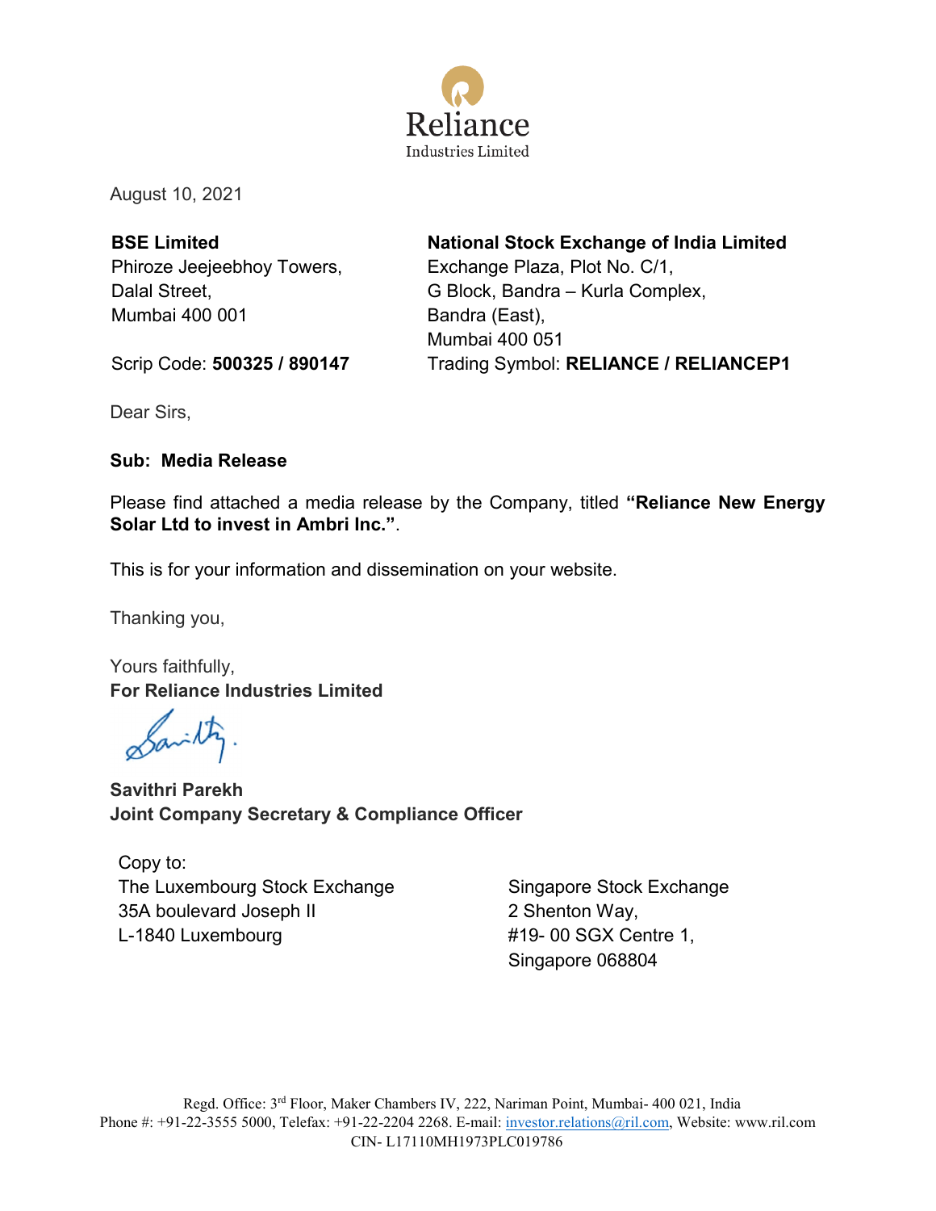Reliance
Industries Limited

August 10, 2021

**BSE Limited**
Phiroze Jeejeebhoy Towers,
Dalal Street,
Mumbai 400 001

Scrip Code: **500325 / 890147**

**National Stock Exchange of India Limited**
Exchange Plaza, Plot No. C/1,
G Block, Bandra – Kurla Complex,
Bandra (East),
Mumbai 400 051

Trading Symbol: **RELIANCE / RELIANCEP1**

Dear Sirs,

**Sub: Media Release**

Please find attached a media release by the Company, titled **"Reliance New Energy Solar Ltd to invest in Ambri Inc."**.

This is for your information and dissemination on your website.

Thanking you,

Yours faithfully,
**For Reliance Industries Limited**

**Savithri Parekh**
**Joint Company Secretary & Compliance Officer**

Copy to:

The Luxembourg Stock Exchange
35A boulevard Joseph II
L-1840 Luxembourg

Singapore Stock Exchange
2 Shenton Way,
#19- 00 SGX Centre 1,
Singapore 068804

Regd. Office: 3rd Floor, Maker Chambers IV, 222, Nariman Point, Mumbai- 400 021, India
Phone #: +91-22-3555 5000, Telefax: +91-22-2204 2268. E-mail: investor.relations@ril.com, Website: www.ril.com
CIN- L17110MH1973PLC019786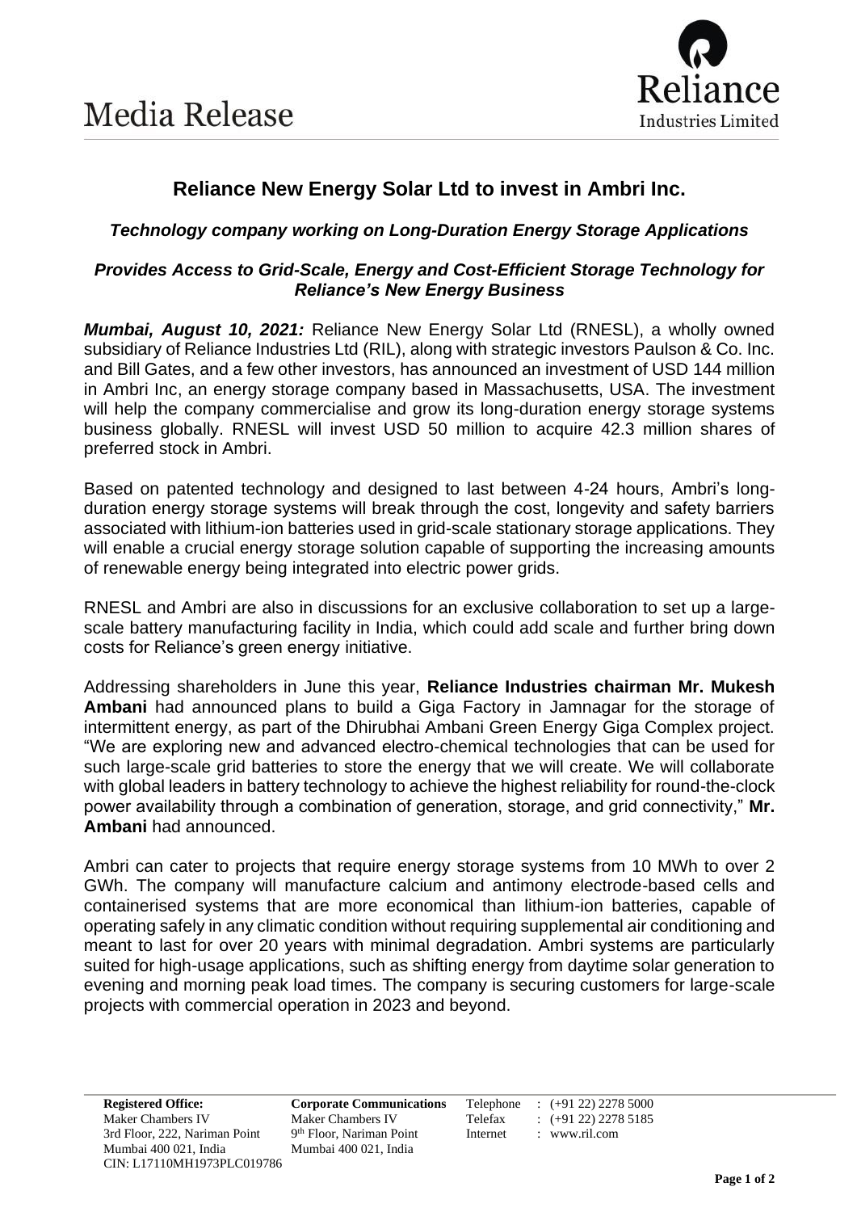# Media Release

## Reliance New Energy Solar Ltd to invest in Ambri Inc.

### *Technology company working on Long-Duration Energy Storage Applications*

### *Provides Access to Grid-Scale, Energy and Cost-Efficient Storage Technology for Reliance's New Energy Business*

***Mumbai, August 10, 2021:*** Reliance New Energy Solar Ltd (RNESL), a wholly owned subsidiary of Reliance Industries Ltd (RIL), along with strategic investors Paulson & Co. Inc. and Bill Gates, and a few other investors, has announced an investment of USD 144 million in Ambri Inc, an energy storage company based in Massachusetts, USA. The investment will help the company commercialise and grow its long-duration energy storage systems business globally. RNESL will invest USD 50 million to acquire 42.3 million shares of preferred stock in Ambri.

Based on patented technology and designed to last between 4-24 hours, Ambri's long-duration energy storage systems will break through the cost, longevity and safety barriers associated with lithium-ion batteries used in grid-scale stationary storage applications. They will enable a crucial energy storage solution capable of supporting the increasing amounts of renewable energy being integrated into electric power grids.

RNESL and Ambri are also in discussions for an exclusive collaboration to set up a large-scale battery manufacturing facility in India, which could add scale and further bring down costs for Reliance's green energy initiative.

Addressing shareholders in June this year, **Reliance Industries chairman Mr. Mukesh Ambani** had announced plans to build a Giga Factory in Jamnagar for the storage of intermittent energy, as part of the Dhirubhai Ambani Green Energy Giga Complex project. "We are exploring new and advanced electro-chemical technologies that can be used for such large-scale grid batteries to store the energy that we will create. We will collaborate with global leaders in battery technology to achieve the highest reliability for round-the-clock power availability through a combination of generation, storage, and grid connectivity," **Mr. Ambani** had announced.

Ambri can cater to projects that require energy storage systems from 10 MWh to over 2 GWh. The company will manufacture calcium and antimony electrode-based cells and containerised systems that are more economical than lithium-ion batteries, capable of operating safely in any climatic condition without requiring supplemental air conditioning and meant to last for over 20 years with minimal degradation. Ambri systems are particularly suited for high-usage applications, such as shifting energy from daytime solar generation to evening and morning peak load times. The company is securing customers for large-scale projects with commercial operation in 2023 and beyond.

**Registered Office:**
Maker Chambers IV
3rd Floor, 222, Nariman Point
Mumbai 400 021, India
CIN: L17110MH1973PLC019786

**Corporate Communications**
Maker Chambers IV
9th Floor, Nariman Point
Mumbai 400 021, India

Telephone : (+91 22) 2278 5000
Telefax : (+91 22) 2278 5185
Internet : www.ril.com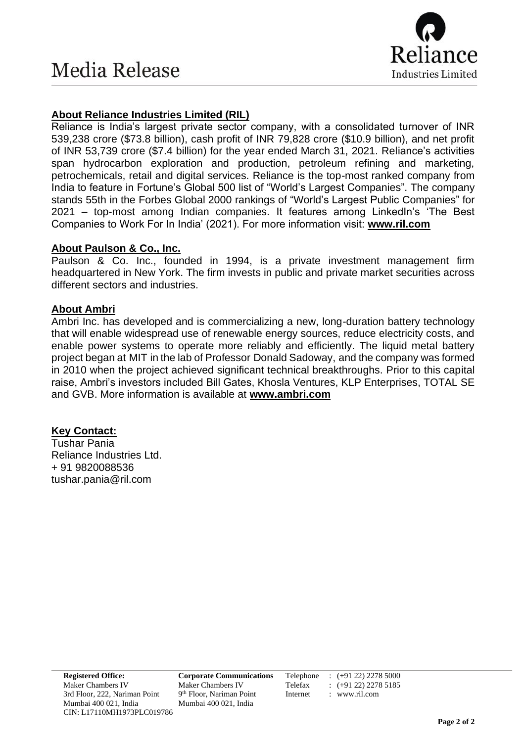## About Reliance Industries Limited (RIL)

Reliance is India's largest private sector company, with a consolidated turnover of INR 539,238 crore ($73.8 billion), cash profit of INR 79,828 crore ($10.9 billion), and net profit of INR 53,739 crore ($7.4 billion) for the year ended March 31, 2021. Reliance's activities span hydrocarbon exploration and production, petroleum refining and marketing, petrochemicals, retail and digital services. Reliance is the top-most ranked company from India to feature in Fortune's Global 500 list of "World's Largest Companies". The company stands 55th in the Forbes Global 2000 rankings of "World's Largest Public Companies" for 2021 – top-most among Indian companies. It features among LinkedIn's 'The Best Companies to Work For In India' (2021). For more information visit: **www.ril.com**

## About Paulson & Co., Inc.

Paulson & Co. Inc., founded in 1994, is a private investment management firm headquartered in New York. The firm invests in public and private market securities across different sectors and industries.

## About Ambri

Ambri Inc. has developed and is commercializing a new, long-duration battery technology that will enable widespread use of renewable energy sources, reduce electricity costs, and enable power systems to operate more reliably and efficiently. The liquid metal battery project began at MIT in the lab of Professor Donald Sadoway, and the company was formed in 2010 when the project achieved significant technical breakthroughs. Prior to this capital raise, Ambri's investors included Bill Gates, Khosla Ventures, KLP Enterprises, TOTAL SE and GVB. More information is available at **www.ambri.com**

## Key Contact:

Tushar Pania
Reliance Industries Ltd.
+ 91 9820088536
tushar.pania@ril.com

**Registered Office:**
Maker Chambers IV
3rd Floor, 222, Nariman Point
Mumbai 400 021, India
CIN: L17110MH1973PLC019786

**Corporate Communications**
Maker Chambers IV
9th Floor, Nariman Point
Mumbai 400 021, India

Telephone : (+91 22) 2278 5000
Telefax : (+91 22) 2278 5185
Internet : www.ril.com